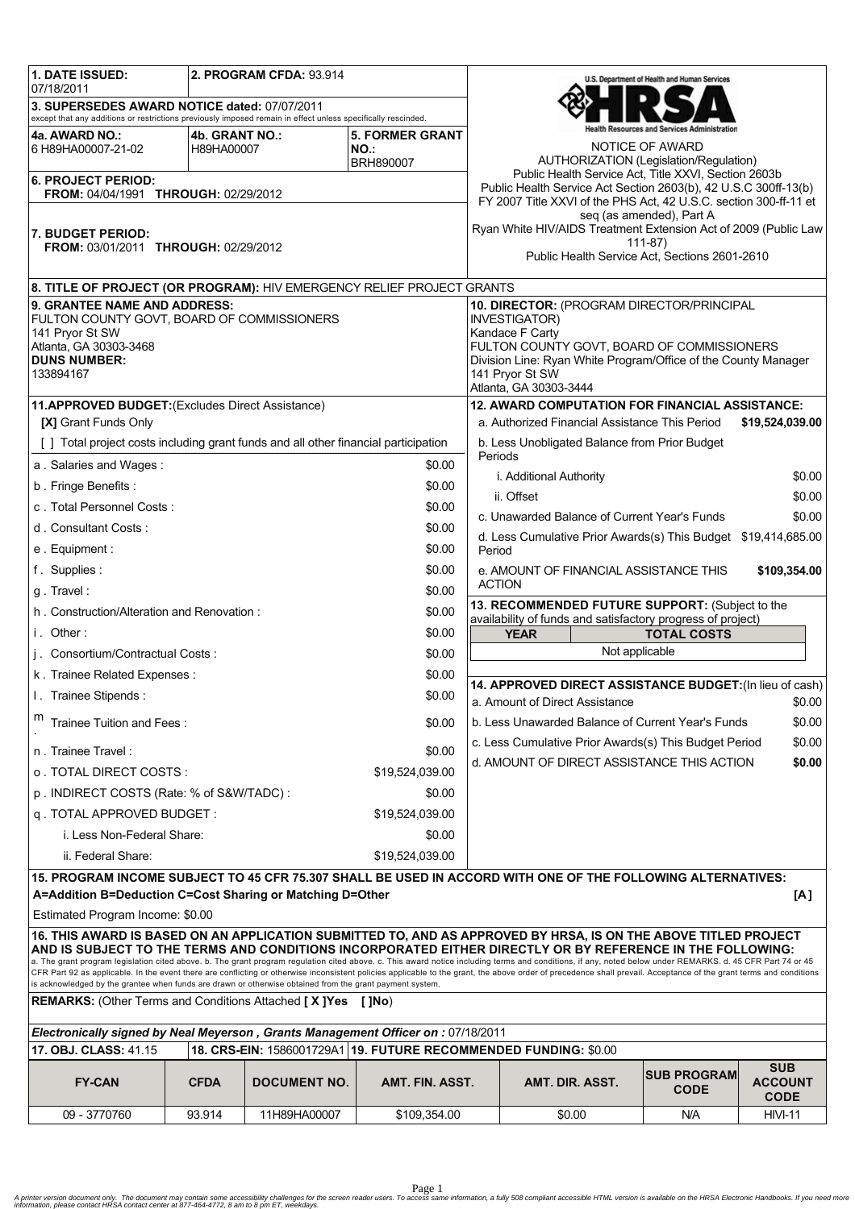| 1. DATE ISSUED: 07/18/2011 | 2. PROGRAM CFDA: 93.914 | |
|---|---|---|
| 3. SUPERSEDES AWARD NOTICE dated: 07/07/2011 except that any additions or restrictions previously imposed remain in effect unless specifically rescinded. | | |
| 4a. AWARD NO.: 6 H89HA00007-21-02 | 4b. GRANT NO.: H89HA00007 | 5. FORMER GRANT NO.: BRH890007 |
| 6. PROJECT PERIOD: FROM: 04/04/1991 THROUGH: 02/29/2012 | | |
| 7. BUDGET PERIOD: FROM: 03/01/2011 THROUGH: 02/29/2012 | | |

U.S. Department of Health and Human Services
HRSA
Health Resources and Services Administration

NOTICE OF AWARD

AUTHORIZATION (Legislation/Regulation)
Public Health Service Act, Title XXVI, Section 2603b
Public Health Service Act Section 2603(b), 42 U.S.C 300ff-13(b)
FY 2007 Title XXVI of the PHS Act, 42 U.S.C. section 300-ff-11 et seq (as amended), Part A
Ryan White HIV/AIDS Treatment Extension Act of 2009 (Public Law 111-87)
Public Health Service Act, Sections 2601-2610

**8. TITLE OF PROJECT (OR PROGRAM):** HIV EMERGENCY RELIEF PROJECT GRANTS

**9. GRANTEE NAME AND ADDRESS:**
FULTON COUNTY GOVT, BOARD OF COMMISSIONERS
141 Pryor St SW
Atlanta, GA 30303-3468
**DUNS NUMBER:**
133894167

**10. DIRECTOR:** (PROGRAM DIRECTOR/PRINCIPAL INVESTIGATOR)
Kandace F Carty
FULTON COUNTY GOVT, BOARD OF COMMISSIONERS
Division Line: Ryan White Program/Office of the County Manager
141 Pryor St SW
Atlanta, GA 30303-3444

**11.APPROVED BUDGET:**(Excludes Direct Assistance)

**[X]** Grant Funds Only

[ ] Total project costs including grant funds and all other financial participation

| Item | Amount |
|---|---|
| a . Salaries and Wages : | $0.00 |
| b . Fringe Benefits : | $0.00 |
| c . Total Personnel Costs : | $0.00 |
| d . Consultant Costs : | $0.00 |
| e . Equipment : | $0.00 |
| f . Supplies : | $0.00 |
| g . Travel : | $0.00 |
| h . Construction/Alteration and Renovation : | $0.00 |
| i . Other : | $0.00 |
| j . Consortium/Contractual Costs : | $0.00 |
| k . Trainee Related Expenses : | $0.00 |
| l . Trainee Stipends : | $0.00 |
| m . Trainee Tuition and Fees : | $0.00 |
| n . Trainee Travel : | $0.00 |
| o . TOTAL DIRECT COSTS : | $19,524,039.00 |
| p . INDIRECT COSTS (Rate: % of S&W/TADC) : | $0.00 |
| q . TOTAL APPROVED BUDGET : | $19,524,039.00 |
| i. Less Non-Federal Share: | $0.00 |
| ii. Federal Share: | $19,524,039.00 |

**12. AWARD COMPUTATION FOR FINANCIAL ASSISTANCE:**

| Item | Amount |
|---|---|
| a. Authorized Financial Assistance This Period | **$19,524,039.00** |
| b. Less Unobligated Balance from Prior Budget Periods | |
| i. Additional Authority | $0.00 |
| ii. Offset | $0.00 |
| c. Unawarded Balance of Current Year's Funds | $0.00 |
| d. Less Cumulative Prior Awards(s) This Budget Period | $19,414,685.00 |
| e. AMOUNT OF FINANCIAL ASSISTANCE THIS ACTION | **$109,354.00** |

**13. RECOMMENDED FUTURE SUPPORT:** (Subject to the availability of funds and satisfactory progress of project)

| YEAR | TOTAL COSTS |
|---|---|
| Not applicable | |

**14. APPROVED DIRECT ASSISTANCE BUDGET:**(In lieu of cash)

| Item | Amount |
|---|---|
| a. Amount of Direct Assistance | $0.00 |
| b. Less Unawarded Balance of Current Year's Funds | $0.00 |
| c. Less Cumulative Prior Awards(s) This Budget Period | $0.00 |
| d. AMOUNT OF DIRECT ASSISTANCE THIS ACTION | **$0.00** |

**15. PROGRAM INCOME SUBJECT TO 45 CFR 75.307 SHALL BE USED IN ACCORD WITH ONE OF THE FOLLOWING ALTERNATIVES:**
**A=Addition B=Deduction C=Cost Sharing or Matching D=Other** **[A]**

Estimated Program Income: $0.00

**16. THIS AWARD IS BASED ON AN APPLICATION SUBMITTED TO, AND AS APPROVED BY HRSA, IS ON THE ABOVE TITLED PROJECT AND IS SUBJECT TO THE TERMS AND CONDITIONS INCORPORATED EITHER DIRECTLY OR BY REFERENCE IN THE FOLLOWING:**
a. The grant program legislation cited above. b. The grant program regulation cited above. c. This award notice including terms and conditions, if any, noted below under REMARKS. d. 45 CFR Part 74 or 45 CFR Part 92 as applicable. In the event there are conflicting or otherwise inconsistent policies applicable to the grant, the above order of precedence shall prevail. Acceptance of the grant terms and conditions is acknowledged by the grantee when funds are drawn or otherwise obtained from the grant payment system.

**REMARKS:** (Other Terms and Conditions Attached **[ X ]Yes [ ]No**)

***Electronically signed by Neal Meyerson , Grants Management Officer on : 07/18/2011***

**17. OBJ. CLASS:** 41.15 | **18. CRS-EIN:** 1586001729A1 | **19. FUTURE RECOMMENDED FUNDING:** $0.00

| FY-CAN | CFDA | DOCUMENT NO. | AMT. FIN. ASST. | AMT. DIR. ASST. | SUB PROGRAM CODE | SUB ACCOUNT CODE |
|---|---|---|---|---|---|---|
| 09 - 3770760 | 93.914 | 11H89HA00007 | $109,354.00 | $0.00 | N/A | HIVI-11 |

*A printer version document only. The document may contain some accessibility challenges for the screen reader users. To access same information, a fully 508 compliant accessible HTML version is available on the HRSA Electronic Handbooks. If you need more information, please contact HRSA contact center at 877-464-4772, 8 am to 8 pm ET, weekdays.*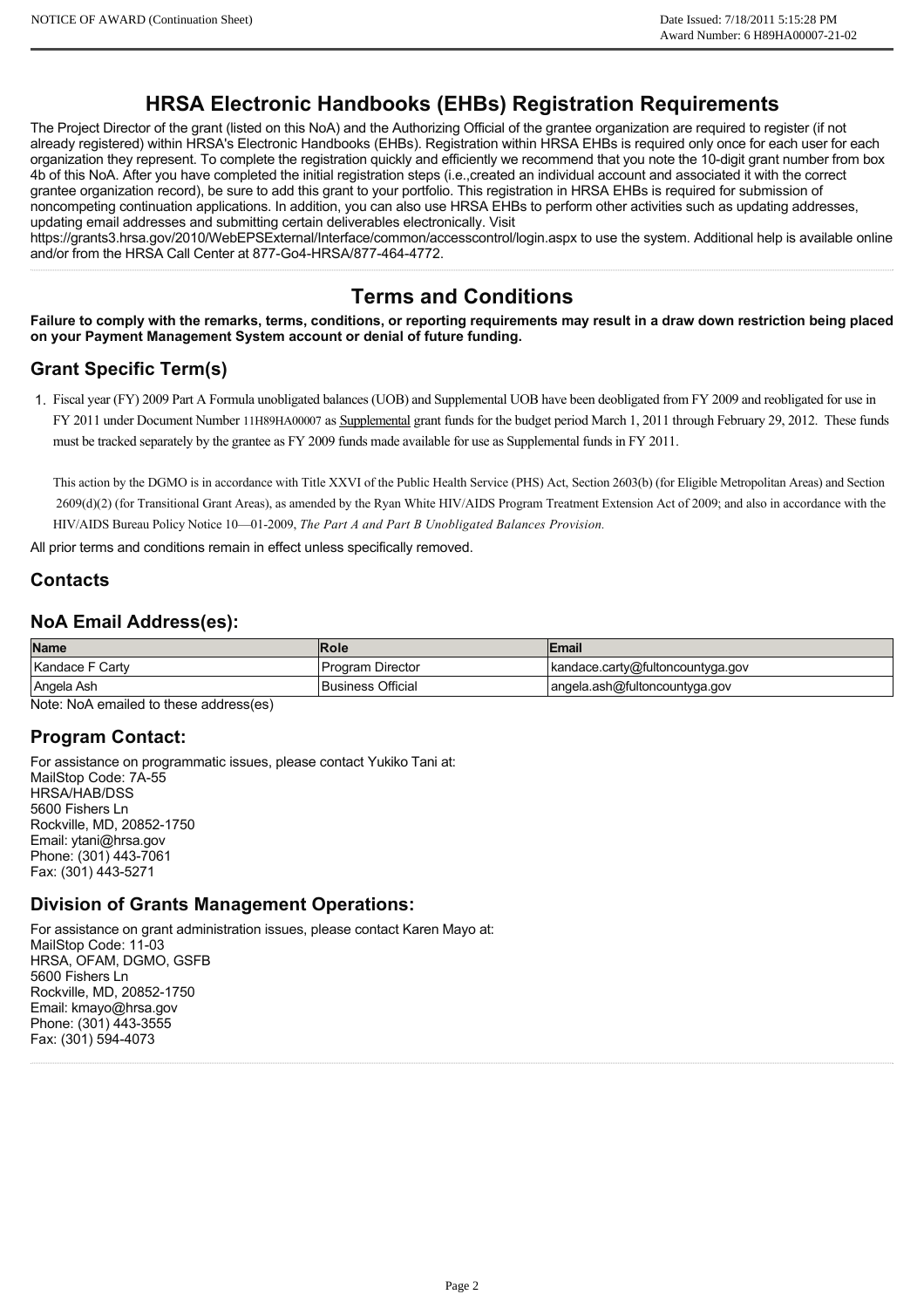## HRSA Electronic Handbooks (EHBs) Registration Requirements

The Project Director of the grant (listed on this NoA) and the Authorizing Official of the grantee organization are required to register (if not already registered) within HRSA's Electronic Handbooks (EHBs). Registration within HRSA EHBs is required only once for each user for each organization they represent. To complete the registration quickly and efficiently we recommend that you note the 10-digit grant number from box 4b of this NoA. After you have completed the initial registration steps (i.e.,created an individual account and associated it with the correct grantee organization record), be sure to add this grant to your portfolio. This registration in HRSA EHBs is required for submission of noncompeting continuation applications. In addition, you can also use HRSA EHBs to perform other activities such as updating addresses, updating email addresses and submitting certain deliverables electronically. Visit https://grants3.hrsa.gov/2010/WebEPSExternal/Interface/common/accesscontrol/login.aspx to use the system. Additional help is available online and/or from the HRSA Call Center at 877-Go4-HRSA/877-464-4772.

## Terms and Conditions

**Failure to comply with the remarks, terms, conditions, or reporting requirements may result in a draw down restriction being placed on your Payment Management System account or denial of future funding.**

### Grant Specific Term(s)

1. Fiscal year (FY) 2009 Part A Formula unobligated balances (UOB) and Supplemental UOB have been deobligated from FY 2009 and reobligated for use in FY 2011 under Document Number 11H89HA00007 as Supplemental grant funds for the budget period March 1, 2011 through February 29, 2012. These funds must be tracked separately by the grantee as FY 2009 funds made available for use as Supplemental funds in FY 2011.

   This action by the DGMO is in accordance with Title XXVI of the Public Health Service (PHS) Act, Section 2603(b) (for Eligible Metropolitan Areas) and Section 2609(d)(2) (for Transitional Grant Areas), as amended by the Ryan White HIV/AIDS Program Treatment Extension Act of 2009; and also in accordance with the HIV/AIDS Bureau Policy Notice 10—01-2009, *The Part A and Part B Unobligated Balances Provision.*

All prior terms and conditions remain in effect unless specifically removed.

### Contacts

### NoA Email Address(es):

| Name | Role | Email |
|---|---|---|
| Kandace F Carty | Program Director | kandace.carty@fultoncountyga.gov |
| Angela Ash | Business Official | angela.ash@fultoncountyga.gov |

Note: NoA emailed to these address(es)

### Program Contact:

For assistance on programmatic issues, please contact Yukiko Tani at:
MailStop Code: 7A-55
HRSA/HAB/DSS
5600 Fishers Ln
Rockville, MD, 20852-1750
Email: ytani@hrsa.gov
Phone: (301) 443-7061
Fax: (301) 443-5271

### Division of Grants Management Operations:

For assistance on grant administration issues, please contact Karen Mayo at:
MailStop Code: 11-03
HRSA, OFAM, DGMO, GSFB
5600 Fishers Ln
Rockville, MD, 20852-1750
Email: kmayo@hrsa.gov
Phone: (301) 443-3555
Fax: (301) 594-4073